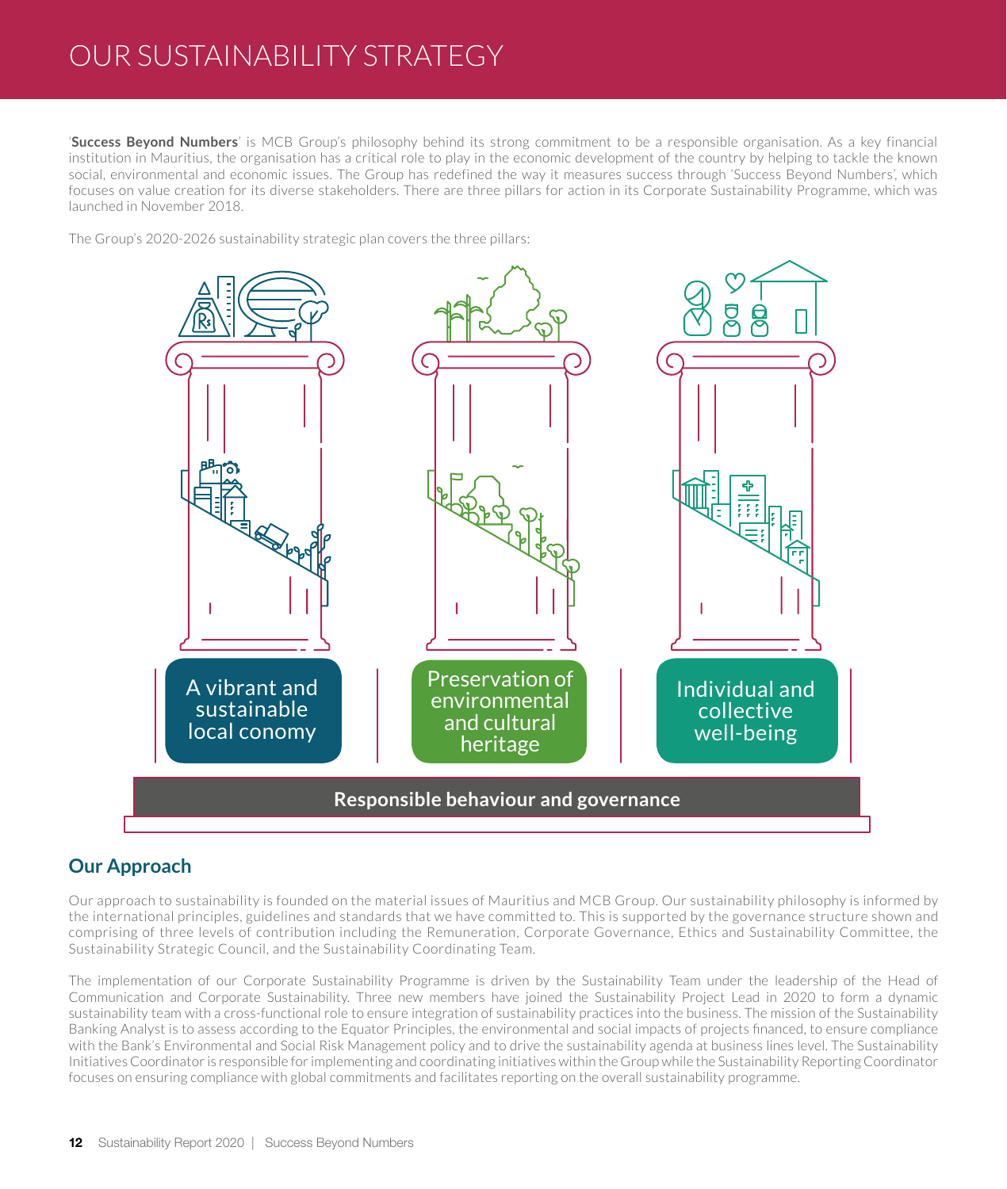# OUR SUSTAINABILITY STRATEGY

'**Success Beyond Numbers**' is MCB Group's philosophy behind its strong commitment to be a responsible organisation. As a key financial institution in Mauritius, the organisation has a critical role to play in the economic development of the country by helping to tackle the known social, environmental and economic issues. The Group has redefined the way it measures success through 'Success Beyond Numbers', which focuses on value creation for its diverse stakeholders. There are three pillars for action in its Corporate Sustainability Programme, which was launched in November 2018.

The Group's 2020-2026 sustainability strategic plan covers the three pillars:

A vibrant and sustainable local conomy

Preservation of environmental and cultural heritage

Individual and collective well-being

**Responsible behaviour and governance**

## Our Approach

Our approach to sustainability is founded on the material issues of Mauritius and MCB Group. Our sustainability philosophy is informed by the international principles, guidelines and standards that we have committed to. This is supported by the governance structure shown and comprising of three levels of contribution including the Remuneration, Corporate Governance, Ethics and Sustainability Committee, the Sustainability Strategic Council, and the Sustainability Coordinating Team.

The implementation of our Corporate Sustainability Programme is driven by the Sustainability Team under the leadership of the Head of Communication and Corporate Sustainability. Three new members have joined the Sustainability Project Lead in 2020 to form a dynamic sustainability team with a cross-functional role to ensure integration of sustainability practices into the business. The mission of the Sustainability Banking Analyst is to assess according to the Equator Principles, the environmental and social impacts of projects financed, to ensure compliance with the Bank's Environmental and Social Risk Management policy and to drive the sustainability agenda at business lines level. The Sustainability Initiatives Coordinator is responsible for implementing and coordinating initiatives within the Group while the Sustainability Reporting Coordinator focuses on ensuring compliance with global commitments and facilitates reporting on the overall sustainability programme.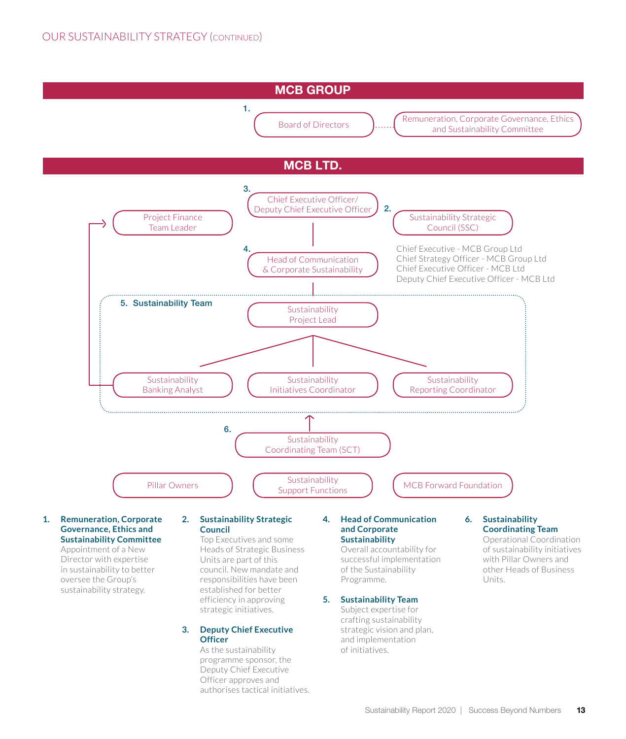## MCB GROUP

1. Board of Directors ······ Remuneration, Corporate Governance, Ethics and Sustainability Committee

## MCB LTD.

3. Chief Executive Officer/ Deputy Chief Executive Officer

2. Sustainability Strategic Council (SSC)

Chief Executive - MCB Group Ltd
Chief Strategy Officer - MCB Group Ltd
Chief Executive Officer - MCB Ltd
Deputy Chief Executive Officer - MCB Ltd

4. Head of Communication & Corporate Sustainability

Project Finance Team Leader

**5. Sustainability Team**

- Sustainability Project Lead
- Sustainability Banking Analyst
- Sustainability Initiatives Coordinator
- Sustainability Reporting Coordinator

6. Sustainability Coordinating Team (SCT)

- Pillar Owners
- Sustainability Support Functions
- MCB Forward Foundation

1. **Remuneration, Corporate Governance, Ethics and Sustainability Committee**
   Appointment of a New Director with expertise in sustainability to better oversee the Group's sustainability strategy.

2. **Sustainability Strategic Council**
   Top Executives and some Heads of Strategic Business Units are part of this council. New mandate and responsibilities have been established for better efficiency in approving strategic initiatives.

3. **Deputy Chief Executive Officer**
   As the sustainability programme sponsor, the Deputy Chief Executive Officer approves and authorises tactical initiatives.

4. **Head of Communication and Corporate Sustainability**
   Overall accountability for successful implementation of the Sustainability Programme.

5. **Sustainability Team**
   Subject expertise for crafting sustainability strategic vision and plan, and implementation of initiatives.

6. **Sustainability Coordinating Team**
   Operational Coordination of sustainability initiatives with Pillar Owners and other Heads of Business Units.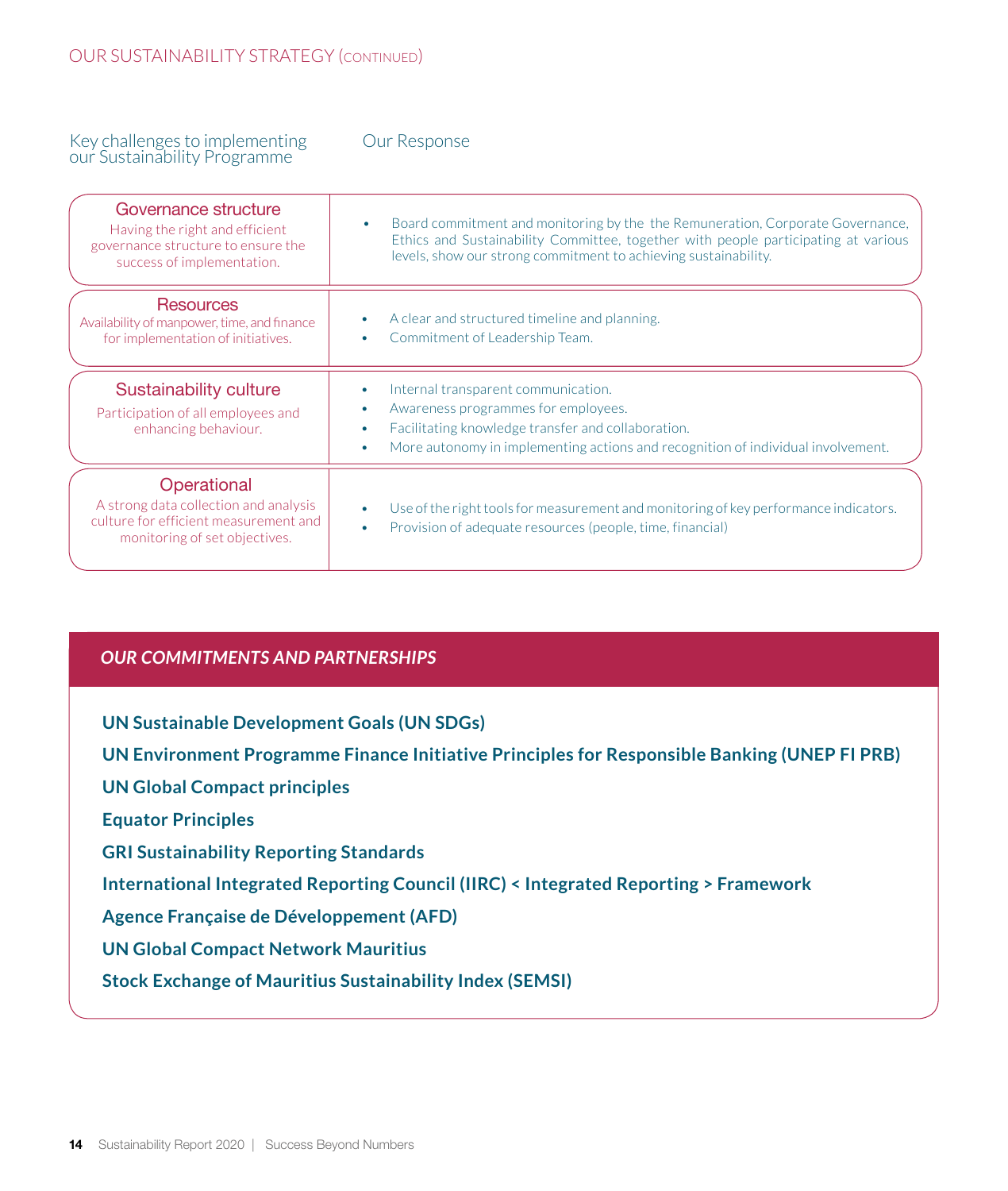## OUR SUSTAINABILITY STRATEGY (CONTINUED)

| Key challenges to implementing our Sustainability Programme | Our Response |
|---|---|
| **Governance structure** Having the right and efficient governance structure to ensure the success of implementation. | • Board commitment and monitoring by the the Remuneration, Corporate Governance, Ethics and Sustainability Committee, together with people participating at various levels, show our strong commitment to achieving sustainability. |
| **Resources** Availability of manpower, time, and finance for implementation of initiatives. | • A clear and structured timeline and planning. • Commitment of Leadership Team. |
| **Sustainability culture** Participation of all employees and enhancing behaviour. | • Internal transparent communication. • Awareness programmes for employees. • Facilitating knowledge transfer and collaboration. • More autonomy in implementing actions and recognition of individual involvement. |
| **Operational** A strong data collection and analysis culture for efficient measurement and monitoring of set objectives. | • Use of the right tools for measurement and monitoring of key performance indicators. • Provision of adequate resources (people, time, financial) |

## *OUR COMMITMENTS AND PARTNERSHIPS*

**UN Sustainable Development Goals (UN SDGs)**

**UN Environment Programme Finance Initiative Principles for Responsible Banking (UNEP FI PRB)**

**UN Global Compact principles**

**Equator Principles**

**GRI Sustainability Reporting Standards**

**International Integrated Reporting Council (IIRC) < Integrated Reporting > Framework**

**Agence Française de Développement (AFD)**

**UN Global Compact Network Mauritius**

**Stock Exchange of Mauritius Sustainability Index (SEMSI)**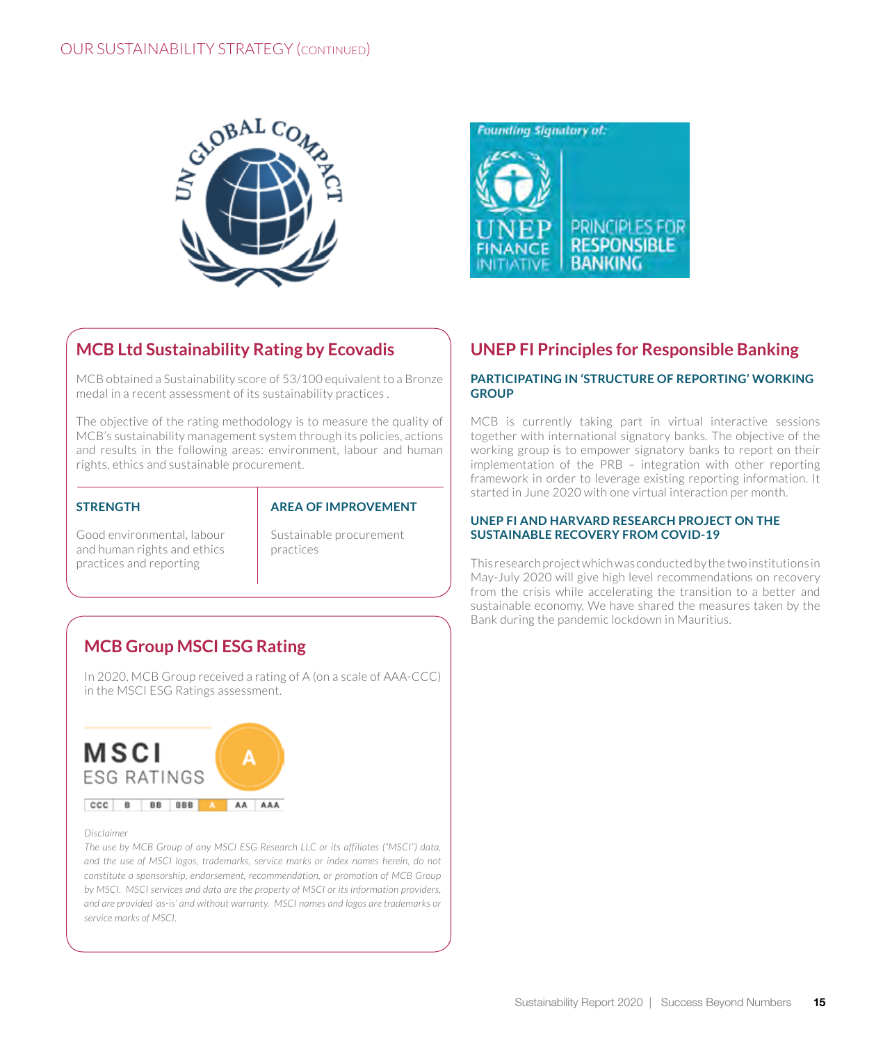# OUR SUSTAINABILITY STRATEGY (CONTINUED)

## MCB Ltd Sustainability Rating by Ecovadis

MCB obtained a Sustainability score of 53/100 equivalent to a Bronze medal in a recent assessment of its sustainability practices .

The objective of the rating methodology is to measure the quality of MCB's sustainability management system through its policies, actions and results in the following areas: environment, labour and human rights, ethics and sustainable procurement.

| STRENGTH | AREA OF IMPROVEMENT |
| --- | --- |
| Good environmental, labour and human rights and ethics practices and reporting | Sustainable procurement practices |

## MCB Group MSCI ESG Rating

In 2020, MCB Group received a rating of A (on a scale of AAA-CCC) in the MSCI ESG Ratings assessment.

*Disclaimer*

*The use by MCB Group of any MSCI ESG Research LLC or its affiliates ("MSCI") data, and the use of MSCI logos, trademarks, service marks or index names herein, do not constitute a sponsorship, endorsement, recommendation, or promotion of MCB Group by MSCI. MSCI services and data are the property of MSCI or its information providers, and are provided 'as-is' and without warranty. MSCI names and logos are trademarks or service marks of MSCI.*

## UNEP FI Principles for Responsible Banking

### PARTICIPATING IN 'STRUCTURE OF REPORTING' WORKING GROUP

MCB is currently taking part in virtual interactive sessions together with international signatory banks. The objective of the working group is to empower signatory banks to report on their implementation of the PRB – integration with other reporting framework in order to leverage existing reporting information. It started in June 2020 with one virtual interaction per month.

### UNEP FI AND HARVARD RESEARCH PROJECT ON THE SUSTAINABLE RECOVERY FROM COVID-19

This research project which was conducted by the two institutions in May-July 2020 will give high level recommendations on recovery from the crisis while accelerating the transition to a better and sustainable economy. We have shared the measures taken by the Bank during the pandemic lockdown in Mauritius.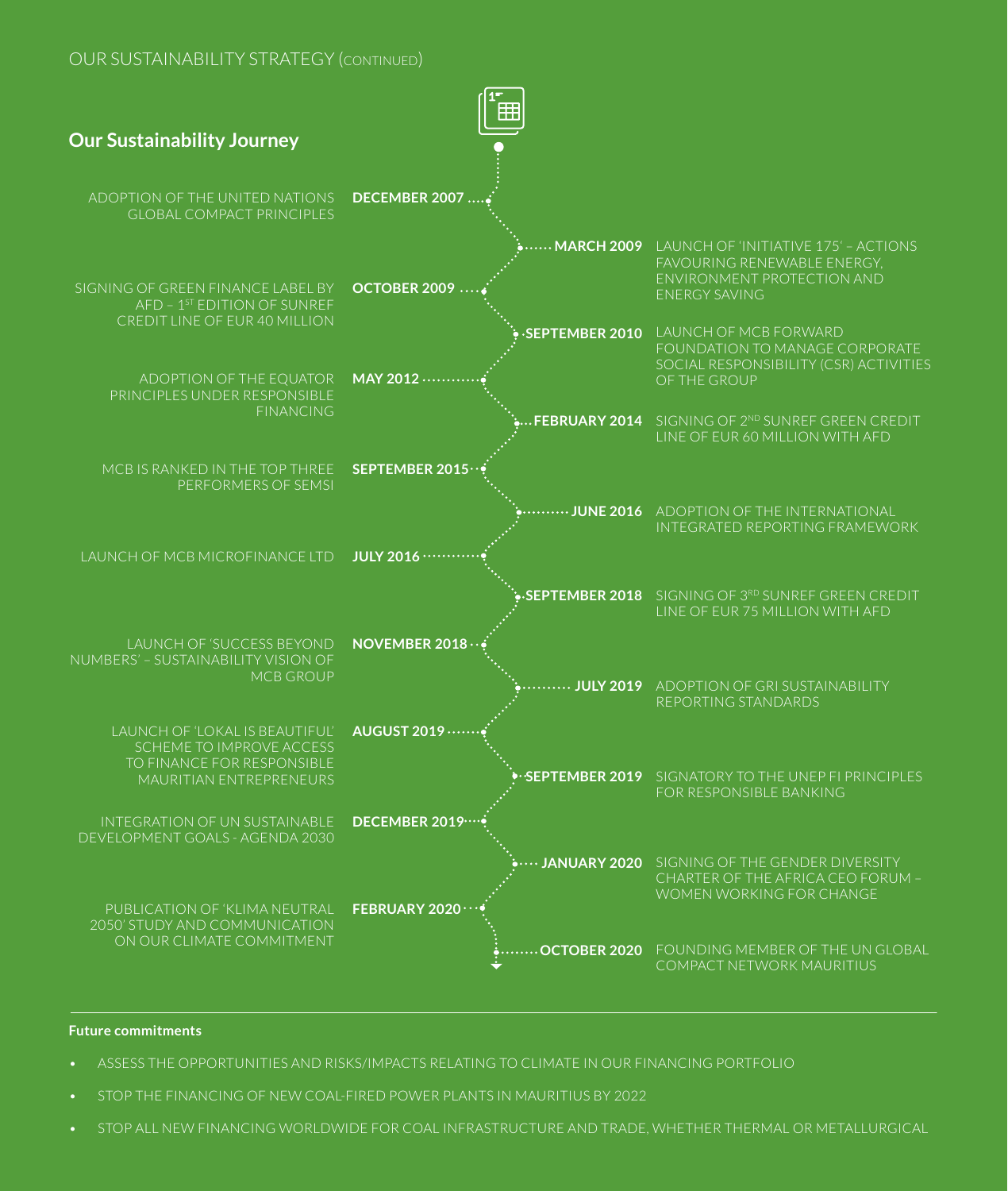OUR SUSTAINABILITY STRATEGY (CONTINUED)

## Our Sustainability Journey

- **DECEMBER 2007** – ADOPTION OF THE UNITED NATIONS GLOBAL COMPACT PRINCIPLES
- **MARCH 2009** – LAUNCH OF 'INITIATIVE 175' – ACTIONS FAVOURING RENEWABLE ENERGY, ENVIRONMENT PROTECTION AND ENERGY SAVING
- **OCTOBER 2009** – SIGNING OF GREEN FINANCE LABEL BY AFD – 1ST EDITION OF SUNREF CREDIT LINE OF EUR 40 MILLION
- **SEPTEMBER 2010** – LAUNCH OF MCB FORWARD FOUNDATION TO MANAGE CORPORATE SOCIAL RESPONSIBILITY (CSR) ACTIVITIES OF THE GROUP
- **MAY 2012** – ADOPTION OF THE EQUATOR PRINCIPLES UNDER RESPONSIBLE FINANCING
- **FEBRUARY 2014** – SIGNING OF 2ND SUNREF GREEN CREDIT LINE OF EUR 60 MILLION WITH AFD
- **SEPTEMBER 2015** – MCB IS RANKED IN THE TOP THREE PERFORMERS OF SEMSI
- **JUNE 2016** – ADOPTION OF THE INTERNATIONAL INTEGRATED REPORTING FRAMEWORK
- **JULY 2016** – LAUNCH OF MCB MICROFINANCE LTD
- **SEPTEMBER 2018** – SIGNING OF 3RD SUNREF GREEN CREDIT LINE OF EUR 75 MILLION WITH AFD
- **NOVEMBER 2018** – LAUNCH OF 'SUCCESS BEYOND NUMBERS' – SUSTAINABILITY VISION OF MCB GROUP
- **JULY 2019** – ADOPTION OF GRI SUSTAINABILITY REPORTING STANDARDS
- **AUGUST 2019** – LAUNCH OF 'LOKAL IS BEAUTIFUL' SCHEME TO IMPROVE ACCESS TO FINANCE FOR RESPONSIBLE MAURITIAN ENTREPRENEURS
- **SEPTEMBER 2019** – SIGNATORY TO THE UNEP FI PRINCIPLES FOR RESPONSIBLE BANKING
- **DECEMBER 2019** – INTEGRATION OF UN SUSTAINABLE DEVELOPMENT GOALS - AGENDA 2030
- **JANUARY 2020** – SIGNING OF THE GENDER DIVERSITY CHARTER OF THE AFRICA CEO FORUM – WOMEN WORKING FOR CHANGE
- **FEBRUARY 2020** – PUBLICATION OF 'KLIMA NEUTRAL 2050' STUDY AND COMMUNICATION ON OUR CLIMATE COMMITMENT
- **OCTOBER 2020** – FOUNDING MEMBER OF THE UN GLOBAL COMPACT NETWORK MAURITIUS

**Future commitments**

- ASSESS THE OPPORTUNITIES AND RISKS/IMPACTS RELATING TO CLIMATE IN OUR FINANCING PORTFOLIO
- STOP THE FINANCING OF NEW COAL-FIRED POWER PLANTS IN MAURITIUS BY 2022
- STOP ALL NEW FINANCING WORLDWIDE FOR COAL INFRASTRUCTURE AND TRADE, WHETHER THERMAL OR METALLURGICAL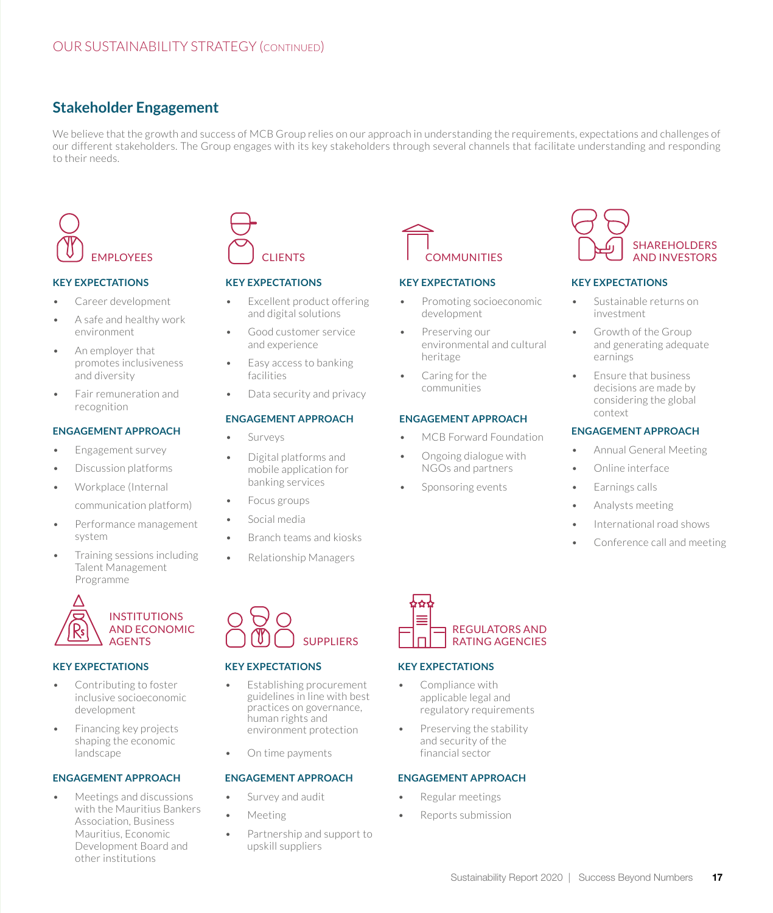## Stakeholder Engagement

We believe that the growth and success of MCB Group relies on our approach in understanding the requirements, expectations and challenges of our different stakeholders. The Group engages with its key stakeholders through several channels that facilitate understanding and responding to their needs.

### EMPLOYEES

**KEY EXPECTATIONS**

- Career development
- A safe and healthy work environment
- An employer that promotes inclusiveness and diversity
- Fair remuneration and recognition

**ENGAGEMENT APPROACH**

- Engagement survey
- Discussion platforms
- Workplace (Internal communication platform)
- Performance management system
- Training sessions including Talent Management Programme

### CLIENTS

**KEY EXPECTATIONS**

- Excellent product offering and digital solutions
- Good customer service and experience
- Easy access to banking facilities
- Data security and privacy

**ENGAGEMENT APPROACH**

- Surveys
- Digital platforms and mobile application for banking services
- Focus groups
- Social media
- Branch teams and kiosks
- Relationship Managers

### COMMUNITIES

**KEY EXPECTATIONS**

- Promoting socioeconomic development
- Preserving our environmental and cultural heritage
- Caring for the communities

**ENGAGEMENT APPROACH**

- MCB Forward Foundation
- Ongoing dialogue with NGOs and partners
- Sponsoring events

### SHAREHOLDERS AND INVESTORS

**KEY EXPECTATIONS**

- Sustainable returns on investment
- Growth of the Group and generating adequate earnings
- Ensure that business decisions are made by considering the global context

**ENGAGEMENT APPROACH**

- Annual General Meeting
- Online interface
- Earnings calls
- Analysts meeting
- International road shows
- Conference call and meeting

### INSTITUTIONS AND ECONOMIC AGENTS

**KEY EXPECTATIONS**

- Contributing to foster inclusive socioeconomic development
- Financing key projects shaping the economic landscape

**ENGAGEMENT APPROACH**

- Meetings and discussions with the Mauritius Bankers Association, Business Mauritius, Economic Development Board and other institutions

### SUPPLIERS

**KEY EXPECTATIONS**

- Establishing procurement guidelines in line with best practices on governance, human rights and environment protection
- On time payments

**ENGAGEMENT APPROACH**

- Survey and audit
- Meeting
- Partnership and support to upskill suppliers

### REGULATORS AND RATING AGENCIES

**KEY EXPECTATIONS**

- Compliance with applicable legal and regulatory requirements
- Preserving the stability and security of the financial sector

**ENGAGEMENT APPROACH**

- Regular meetings
- Reports submission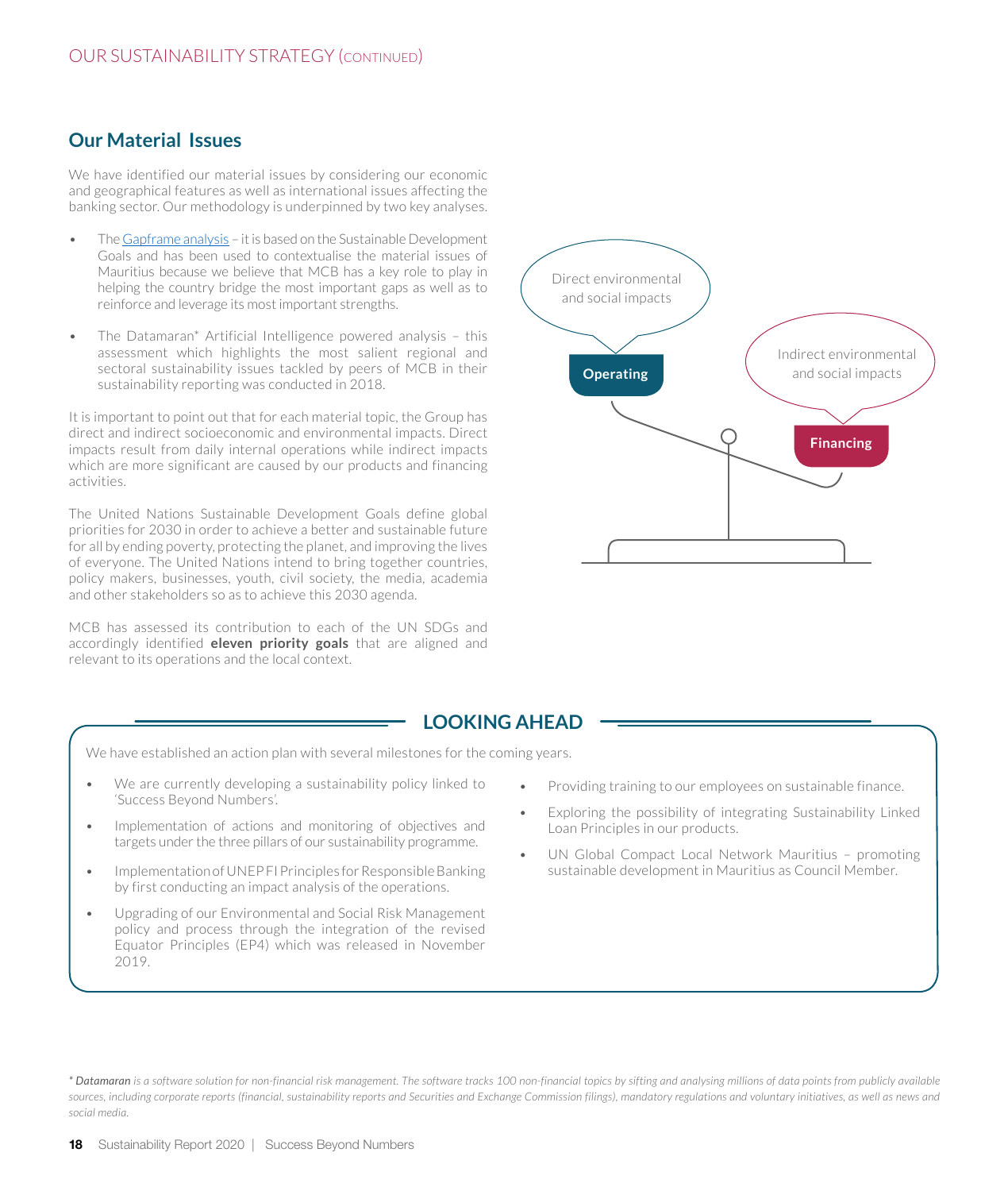## Our Material Issues

We have identified our material issues by considering our economic and geographical features as well as international issues affecting the banking sector. Our methodology is underpinned by two key analyses.

- The Gapframe analysis – it is based on the Sustainable Development Goals and has been used to contextualise the material issues of Mauritius because we believe that MCB has a key role to play in helping the country bridge the most important gaps as well as to reinforce and leverage its most important strengths.
- The Datamaran* Artificial Intelligence powered analysis – this assessment which highlights the most salient regional and sectoral sustainability issues tackled by peers of MCB in their sustainability reporting was conducted in 2018.

It is important to point out that for each material topic, the Group has direct and indirect socioeconomic and environmental impacts. Direct impacts result from daily internal operations while indirect impacts which are more significant are caused by our products and financing activities.

Direct environmental and social impacts

**Operating**

Indirect environmental and social impacts

**Financing**

The United Nations Sustainable Development Goals define global priorities for 2030 in order to achieve a better and sustainable future for all by ending poverty, protecting the planet, and improving the lives of everyone. The United Nations intend to bring together countries, policy makers, businesses, youth, civil society, the media, academia and other stakeholders so as to achieve this 2030 agenda.

MCB has assessed its contribution to each of the UN SDGs and accordingly identified **eleven priority goals** that are aligned and relevant to its operations and the local context.

## LOOKING AHEAD

We have established an action plan with several milestones for the coming years.

- We are currently developing a sustainability policy linked to 'Success Beyond Numbers'.
- Implementation of actions and monitoring of objectives and targets under the three pillars of our sustainability programme.
- Implementation of UNEP FI Principles for Responsible Banking by first conducting an impact analysis of the operations.
- Upgrading of our Environmental and Social Risk Management policy and process through the integration of the revised Equator Principles (EP4) which was released in November 2019.
- Providing training to our employees on sustainable finance.
- Exploring the possibility of integrating Sustainability Linked Loan Principles in our products.
- UN Global Compact Local Network Mauritius – promoting sustainable development in Mauritius as Council Member.

*\* **Datamaran** is a software solution for non-financial risk management. The software tracks 100 non-financial topics by sifting and analysing millions of data points from publicly available sources, including corporate reports (financial, sustainability reports and Securities and Exchange Commission filings), mandatory regulations and voluntary initiatives, as well as news and social media.*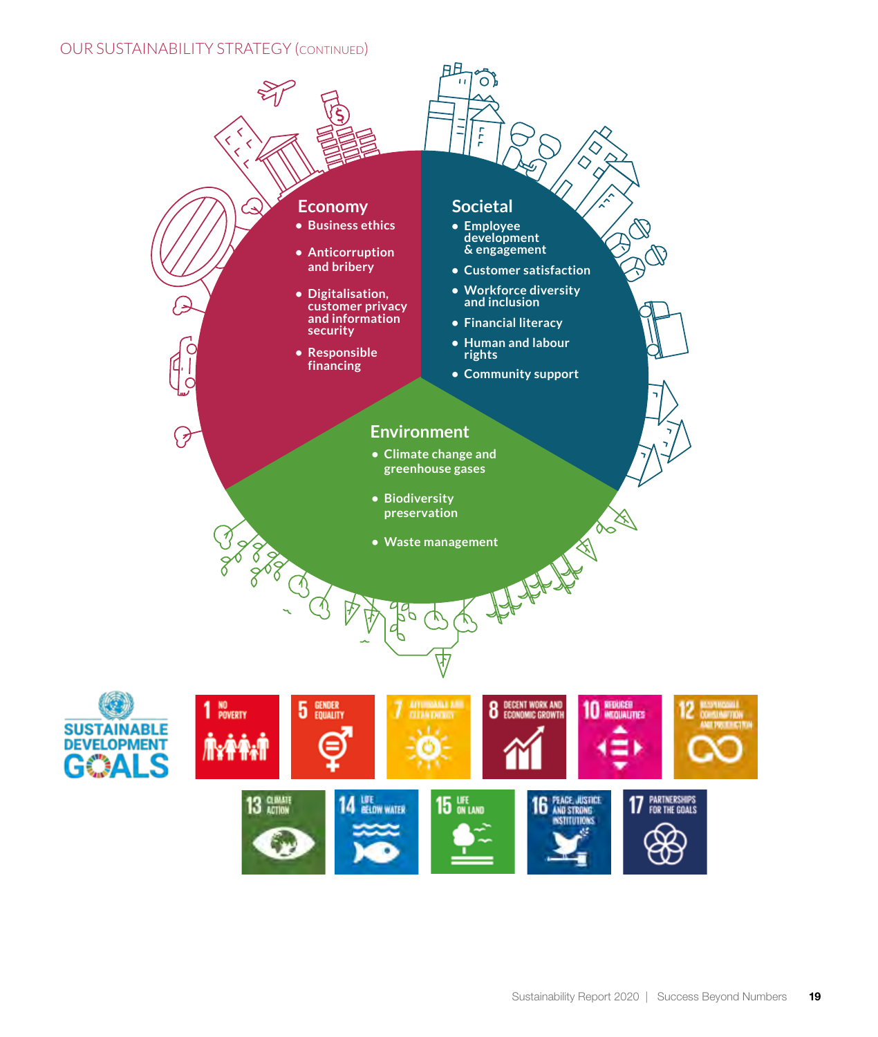## OUR SUSTAINABILITY STRATEGY (CONTINUED)

### Economy

- Business ethics
- Anticorruption and bribery
- Digitalisation, customer privacy and information security
- Responsible financing

### Societal

- Employee development & engagement
- Customer satisfaction
- Workforce diversity and inclusion
- Financial literacy
- Human and labour rights
- Community support

### Environment

- Climate change and greenhouse gases
- Biodiversity preservation
- Waste management

SUSTAINABLE DEVELOPMENT GOALS

1 NO POVERTY
5 GENDER EQUALITY
7 AFFORDABLE AND CLEAN ENERGY
8 DECENT WORK AND ECONOMIC GROWTH
10 REDUCED INEQUALITIES
12 RESPONSIBLE CONSUMPTION AND PRODUCTION
13 CLIMATE ACTION
14 LIFE BELOW WATER
15 LIFE ON LAND
16 PEACE, JUSTICE AND STRONG INSTITUTIONS
17 PARTNERSHIPS FOR THE GOALS